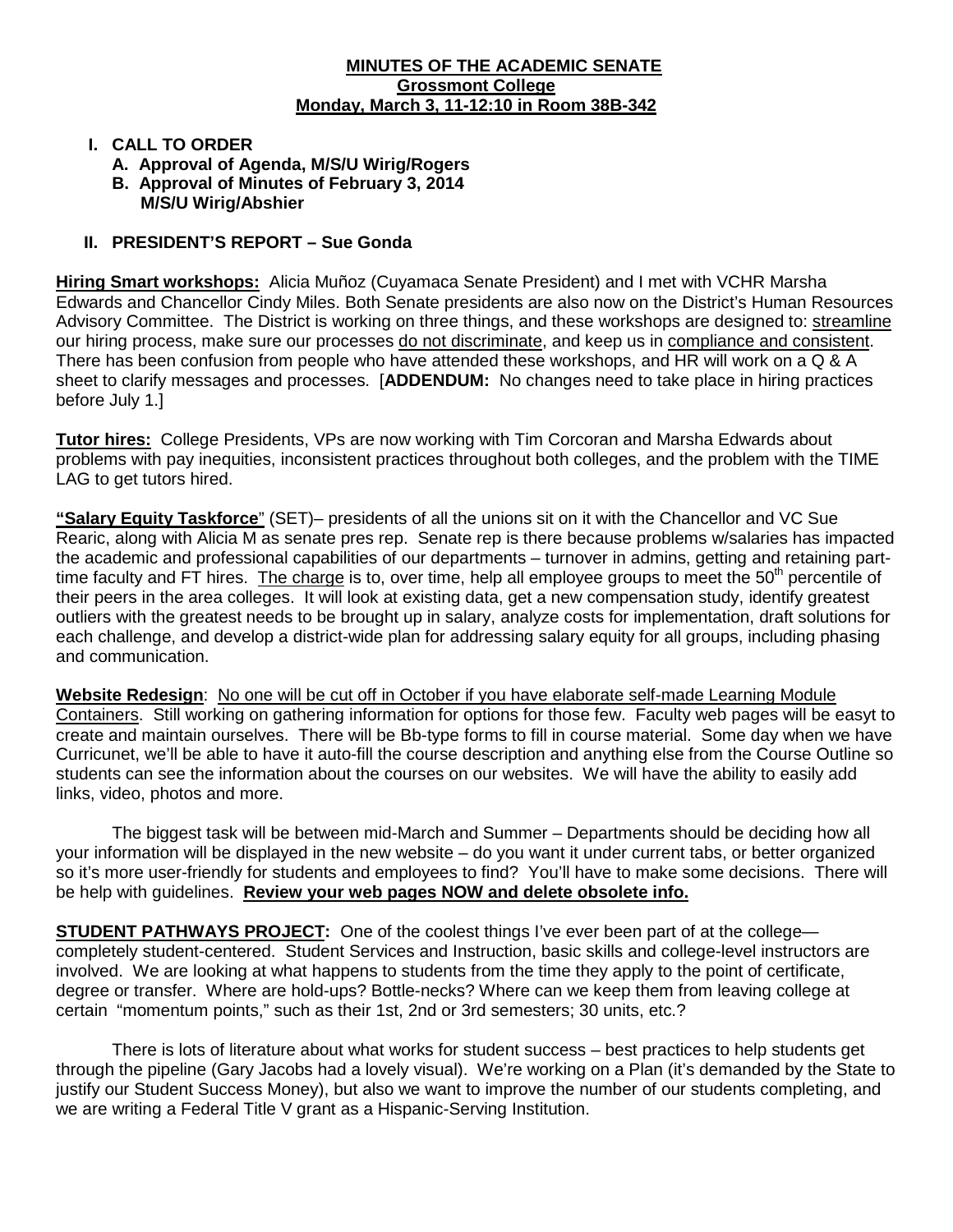**MINUTES OF THE ACADEMIC SENATE**
**Grossmont College**
**Monday, March 3, 11-12:10 in Room 38B-342**

**I. CALL TO ORDER**

**A. Approval of Agenda, M/S/U Wirig/Rogers**

**B. Approval of Minutes of February 3, 2014 M/S/U Wirig/Abshier**

**II. PRESIDENT'S REPORT – Sue Gonda**

**Hiring Smart workshops:** Alicia Muñoz (Cuyamaca Senate President) and I met with VCHR Marsha Edwards and Chancellor Cindy Miles. Both Senate presidents are also now on the District's Human Resources Advisory Committee. The District is working on three things, and these workshops are designed to: streamline our hiring process, make sure our processes do not discriminate, and keep us in compliance and consistent. There has been confusion from people who have attended these workshops, and HR will work on a Q & A sheet to clarify messages and processes. [**ADDENDUM:** No changes need to take place in hiring practices before July 1.]

**Tutor hires:** College Presidents, VPs are now working with Tim Corcoran and Marsha Edwards about problems with pay inequities, inconsistent practices throughout both colleges, and the problem with the TIME LAG to get tutors hired.

**"Salary Equity Taskforce"** (SET)– presidents of all the unions sit on it with the Chancellor and VC Sue Rearic, along with Alicia M as senate pres rep. Senate rep is there because problems w/salaries has impacted the academic and professional capabilities of our departments – turnover in admins, getting and retaining part-time faculty and FT hires. The charge is to, over time, help all employee groups to meet the 50th percentile of their peers in the area colleges. It will look at existing data, get a new compensation study, identify greatest outliers with the greatest needs to be brought up in salary, analyze costs for implementation, draft solutions for each challenge, and develop a district-wide plan for addressing salary equity for all groups, including phasing and communication.

**Website Redesign**: No one will be cut off in October if you have elaborate self-made Learning Module Containers. Still working on gathering information for options for those few. Faculty web pages will be easyt to create and maintain ourselves. There will be Bb-type forms to fill in course material. Some day when we have Curricunet, we'll be able to have it auto-fill the course description and anything else from the Course Outline so students can see the information about the courses on our websites. We will have the ability to easily add links, video, photos and more.

The biggest task will be between mid-March and Summer – Departments should be deciding how all your information will be displayed in the new website – do you want it under current tabs, or better organized so it's more user-friendly for students and employees to find? You'll have to make some decisions. There will be help with guidelines. **Review your web pages NOW and delete obsolete info.**

**STUDENT PATHWAYS PROJECT:** One of the coolest things I've ever been part of at the college—completely student-centered. Student Services and Instruction, basic skills and college-level instructors are involved. We are looking at what happens to students from the time they apply to the point of certificate, degree or transfer. Where are hold-ups? Bottle-necks? Where can we keep them from leaving college at certain "momentum points," such as their 1st, 2nd or 3rd semesters; 30 units, etc.?

There is lots of literature about what works for student success – best practices to help students get through the pipeline (Gary Jacobs had a lovely visual). We're working on a Plan (it's demanded by the State to justify our Student Success Money), but also we want to improve the number of our students completing, and we are writing a Federal Title V grant as a Hispanic-Serving Institution.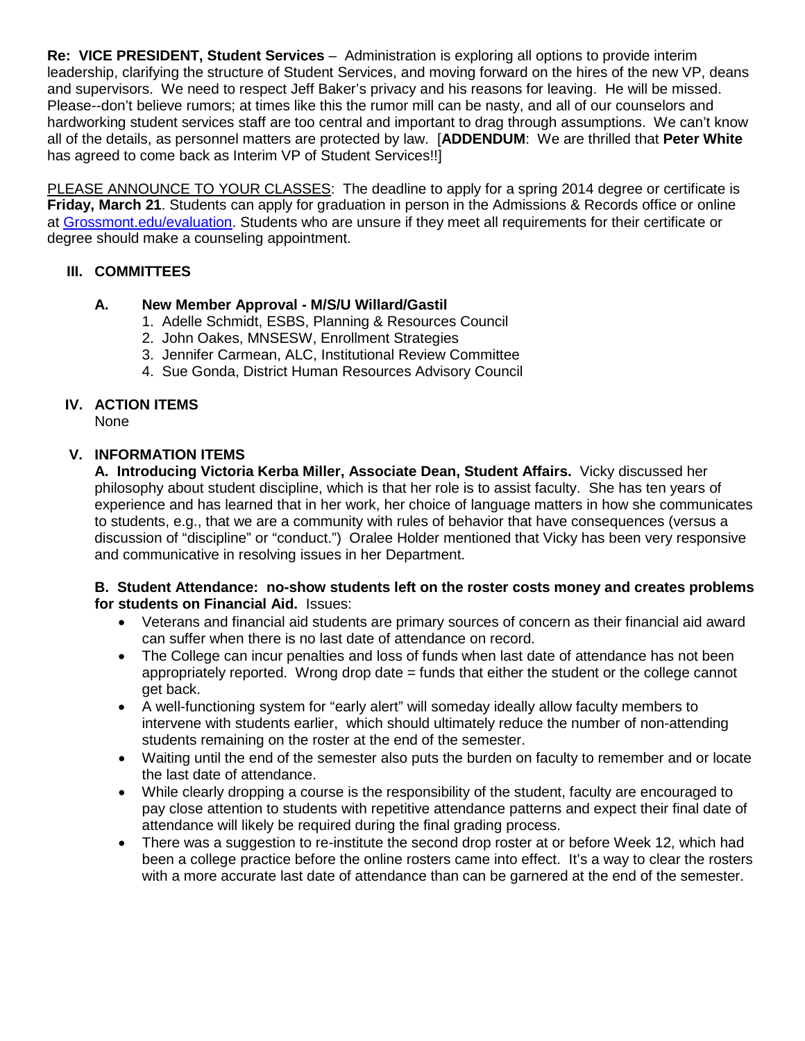**Re: VICE PRESIDENT, Student Services** – Administration is exploring all options to provide interim leadership, clarifying the structure of Student Services, and moving forward on the hires of the new VP, deans and supervisors. We need to respect Jeff Baker's privacy and his reasons for leaving. He will be missed. Please--don't believe rumors; at times like this the rumor mill can be nasty, and all of our counselors and hardworking student services staff are too central and important to drag through assumptions. We can't know all of the details, as personnel matters are protected by law. [**ADDENDUM**: We are thrilled that **Peter White** has agreed to come back as Interim VP of Student Services!!]

<u>PLEASE ANNOUNCE TO YOUR CLASSES</u>: The deadline to apply for a spring 2014 degree or certificate is **Friday, March 21**. Students can apply for graduation in person in the Admissions & Records office or online at [Grossmont.edu/evaluation](Grossmont.edu/evaluation). Students who are unsure if they meet all requirements for their certificate or degree should make a counseling appointment.

## III. COMMITTEES

### A. New Member Approval - M/S/U Willard/Gastil

1. Adelle Schmidt, ESBS, Planning & Resources Council
2. John Oakes, MNSESW, Enrollment Strategies
3. Jennifer Carmean, ALC, Institutional Review Committee
4. Sue Gonda, District Human Resources Advisory Council

## IV. ACTION ITEMS

None

## V. INFORMATION ITEMS

**A. Introducing Victoria Kerba Miller, Associate Dean, Student Affairs.** Vicky discussed her philosophy about student discipline, which is that her role is to assist faculty. She has ten years of experience and has learned that in her work, her choice of language matters in how she communicates to students, e.g., that we are a community with rules of behavior that have consequences (versus a discussion of "discipline" or "conduct.") Oralee Holder mentioned that Vicky has been very responsive and communicative in resolving issues in her Department.

**B. Student Attendance: no-show students left on the roster costs money and creates problems for students on Financial Aid.** Issues:

- Veterans and financial aid students are primary sources of concern as their financial aid award can suffer when there is no last date of attendance on record.
- The College can incur penalties and loss of funds when last date of attendance has not been appropriately reported. Wrong drop date = funds that either the student or the college cannot get back.
- A well-functioning system for "early alert" will someday ideally allow faculty members to intervene with students earlier, which should ultimately reduce the number of non-attending students remaining on the roster at the end of the semester.
- Waiting until the end of the semester also puts the burden on faculty to remember and or locate the last date of attendance.
- While clearly dropping a course is the responsibility of the student, faculty are encouraged to pay close attention to students with repetitive attendance patterns and expect their final date of attendance will likely be required during the final grading process.
- There was a suggestion to re-institute the second drop roster at or before Week 12, which had been a college practice before the online rosters came into effect. It's a way to clear the rosters with a more accurate last date of attendance than can be garnered at the end of the semester.